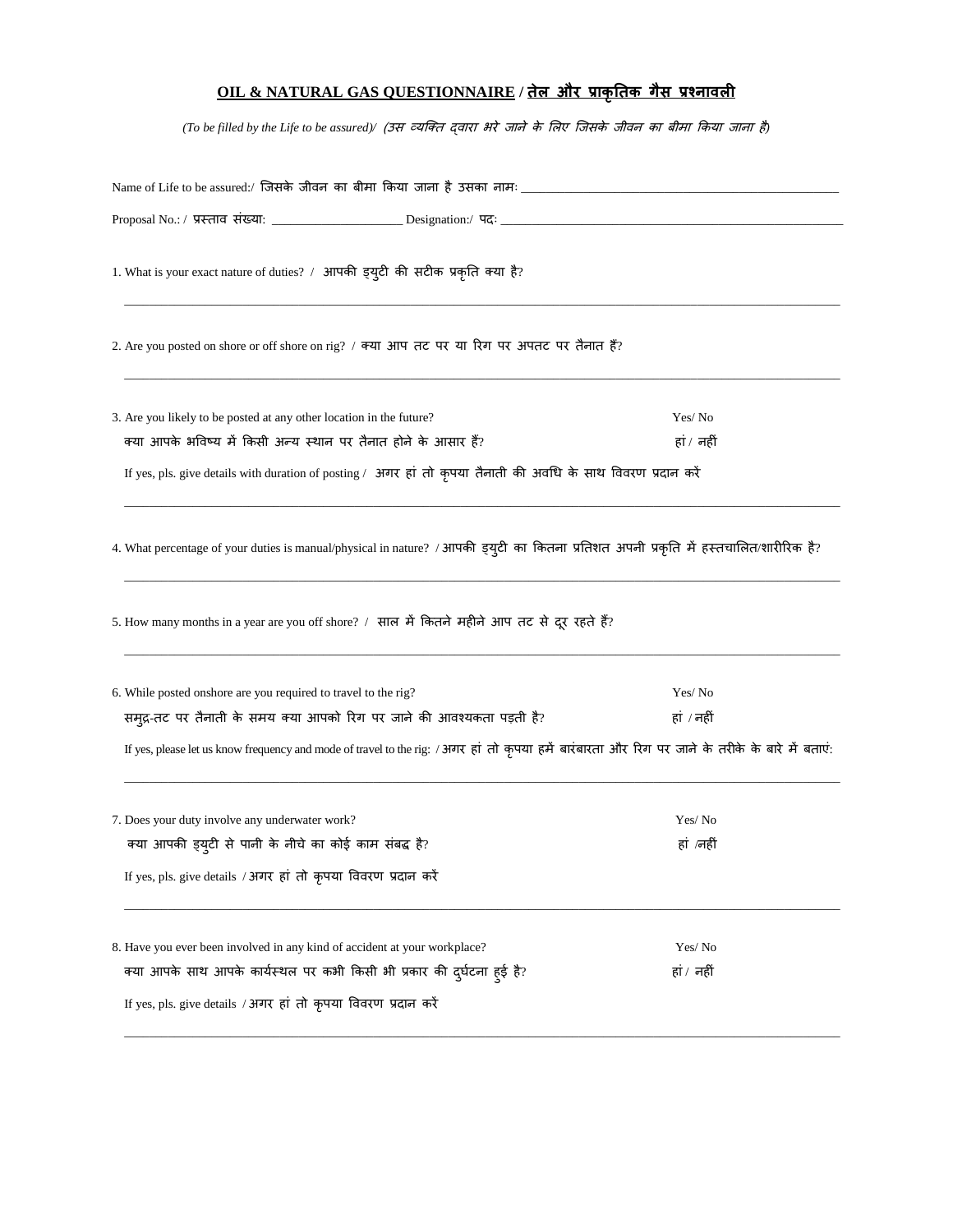## **<u>OIL & NATURAL GAS QUESTIONNAIRE</u> / <u>तेल और प्राकृतिक गैस प्रश्नावली</u>**

*(To be filled by the Life to be assured)/ (उस व्यक्ति द्वारा भरे जाने के लिए जिसके जीवन का बीमा किया जाना है)*

Name of Life to be assured:/ जिसके जीवन का बीमा किया जाना है उसका नामः ___________________________________________________

Proposal No.: / प्रस्ताव संख्या: ____________________ Designation:/ पदः _______________________________________________________

1. What is your exact nature of duties? / आपकी ड्युटी की सटीक प्रकृति क्या है?

___________________________________________________________________________________________________________

2. Are you posted on shore or off shore on rig? / क्या आप तट पर या रिग पर अपतट पर तैनात हैं?

___________________________________________________________________________________________________________

3. Are you likely to be posted at any other location in the future? Yes/ No
क्या आपके भविष्य में किसी अन्य स्थान पर तैनात होने के आसार हैं? हां / नहीं

If yes, pls. give details with duration of posting / अगर हां तो कृपया तैनाती की अवधि के साथ विवरण प्रदान करें

___________________________________________________________________________________________________________

4. What percentage of your duties is manual/physical in nature? / आपकी ड्युटी का कितना प्रतिशत अपनी प्रकृति में हस्तचालित/शारीरिक है?

___________________________________________________________________________________________________________

5. How many months in a year are you off shore? / साल में कितने महीने आप तट से दूर रहते हैं?

___________________________________________________________________________________________________________

6. While posted onshore are you required to travel to the rig? Yes/ No
समुद्र-तट पर तैनाती के समय क्या आपको रिग पर जाने की आवश्यकता पड़ती है? हां / नहीं

If yes, please let us know frequency and mode of travel to the rig: / अगर हां तो कृपया हमें बारंबारता और रिग पर जाने के तरीके के बारे में बताएं:

___________________________________________________________________________________________________________

7. Does your duty involve any underwater work? Yes/ No
क्या आपकी ड्युटी से पानी के नीचे का कोई काम संबद्ध है? हां /नहीं

If yes, pls. give details / अगर हां तो कृपया विवरण प्रदान करें

___________________________________________________________________________________________________________

8. Have you ever been involved in any kind of accident at your workplace? Yes/ No
क्या आपके साथ आपके कार्यस्थल पर कभी किसी भी प्रकार की दुर्घटना हुई है? हां / नहीं

If yes, pls. give details / अगर हां तो कृपया विवरण प्रदान करें

___________________________________________________________________________________________________________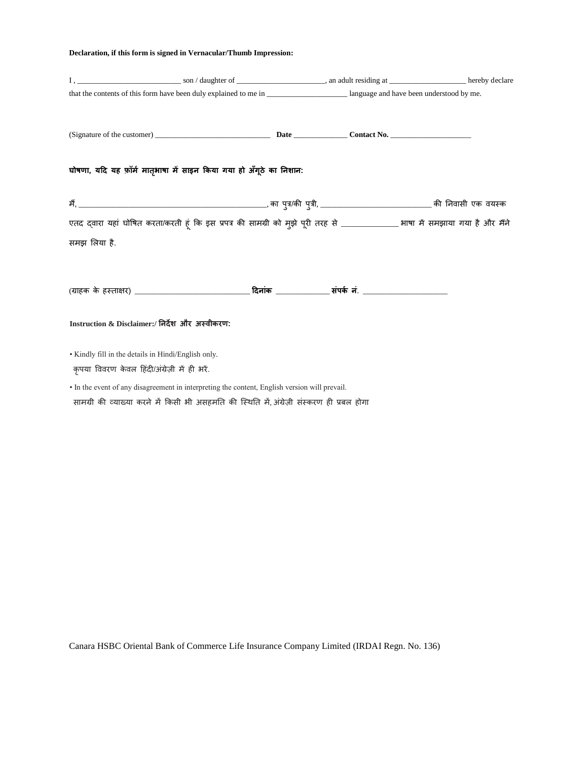**Declaration, if this form is signed in Vernacular/Thumb Impression:**

I , ___________________________ son / daughter of _______________________, an adult residing at ____________________ hereby declare that the contents of this form have been duly explained to me in _____________________ language and have been understood by me.

(Signature of the customer) _______________________________ **Date** ______________ **Contact No.** _____________________

**घोषणा, यदि यह फ़ॉर्म मातृभाषा में साइन किया गया हो अँगूठे का निशान:**

मैं, _________________________________________________, का पुत्र/की पुत्री, ____________________________ की निवासी एक वयस्क एतद द्वारा यहां घोषित करता/करती हूं कि इस प्रपत्र की सामग्री को मुझे पूरी तरह से ______________ भाषा में समझाया गया है और मैंने समझ लिया है.

(ग्राहक के हस्ताक्षर) ____________________________ **दिनांक** _____________ **संपर्क नं.** _____________________

**Instruction & Disclaimer:/ निर्देश और अस्वीकरण:**

- Kindly fill in the details in Hindi/English only.
  कृपया विवरण केवल हिंदी/अंग्रेज़ी में ही भरें.
- In the event of any disagreement in interpreting the content, English version will prevail.
  सामग्री की व्याख्या करने में किसी भी असहमति की स्थिति में, अंग्रेज़ी संस्करण ही प्रबल होगा

Canara HSBC Oriental Bank of Commerce Life Insurance Company Limited (IRDAI Regn. No. 136)